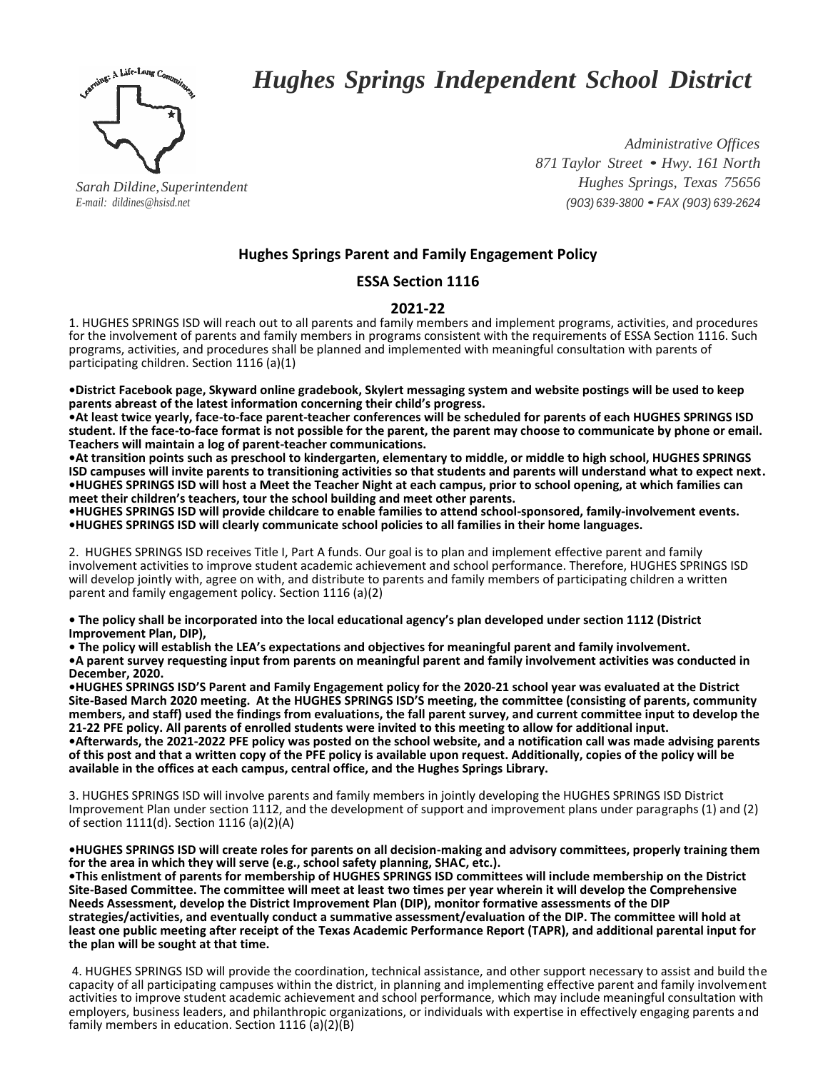# *Hughes Springs Independent School District*

*Sarah Dildine, Superintendent*
*E-mail: dildines@hsisd.net*

*Administrative Offices*
*871 Taylor Street • Hwy. 161 North*
*Hughes Springs, Texas 75656*
*(903) 639-3800 • FAX (903) 639-2624*

## Hughes Springs Parent and Family Engagement Policy

## ESSA Section 1116

## 2021-22

1. HUGHES SPRINGS ISD will reach out to all parents and family members and implement programs, activities, and procedures for the involvement of parents and family members in programs consistent with the requirements of ESSA Section 1116. Such programs, activities, and procedures shall be planned and implemented with meaningful consultation with parents of participating children. Section 1116 (a)(1)

**•District Facebook page, Skyward online gradebook, Skylert messaging system and website postings will be used to keep parents abreast of the latest information concerning their child's progress.**
**•At least twice yearly, face-to-face parent-teacher conferences will be scheduled for parents of each HUGHES SPRINGS ISD student. If the face-to-face format is not possible for the parent, the parent may choose to communicate by phone or email. Teachers will maintain a log of parent-teacher communications.**
**•At transition points such as preschool to kindergarten, elementary to middle, or middle to high school, HUGHES SPRINGS ISD campuses will invite parents to transitioning activities so that students and parents will understand what to expect next.**
**•HUGHES SPRINGS ISD will host a Meet the Teacher Night at each campus, prior to school opening, at which families can meet their children's teachers, tour the school building and meet other parents.**
**•HUGHES SPRINGS ISD will provide childcare to enable families to attend school-sponsored, family-involvement events.**
**•HUGHES SPRINGS ISD will clearly communicate school policies to all families in their home languages.**

2. HUGHES SPRINGS ISD receives Title I, Part A funds. Our goal is to plan and implement effective parent and family involvement activities to improve student academic achievement and school performance. Therefore, HUGHES SPRINGS ISD will develop jointly with, agree on with, and distribute to parents and family members of participating children a written parent and family engagement policy. Section 1116 (a)(2)

**• The policy shall be incorporated into the local educational agency's plan developed under section 1112 (District Improvement Plan, DIP),**
**• The policy will establish the LEA's expectations and objectives for meaningful parent and family involvement.**
**•A parent survey requesting input from parents on meaningful parent and family involvement activities was conducted in December, 2020.**
**•HUGHES SPRINGS ISD'S Parent and Family Engagement policy for the 2020-21 school year was evaluated at the District Site-Based March 2020 meeting. At the HUGHES SPRINGS ISD'S meeting, the committee (consisting of parents, community members, and staff) used the findings from evaluations, the fall parent survey, and current committee input to develop the 21-22 PFE policy. All parents of enrolled students were invited to this meeting to allow for additional input.**
**•Afterwards, the 2021-2022 PFE policy was posted on the school website, and a notification call was made advising parents of this post and that a written copy of the PFE policy is available upon request. Additionally, copies of the policy will be available in the offices at each campus, central office, and the Hughes Springs Library.**

3. HUGHES SPRINGS ISD will involve parents and family members in jointly developing the HUGHES SPRINGS ISD District Improvement Plan under section 1112, and the development of support and improvement plans under paragraphs (1) and (2) of section 1111(d). Section 1116 (a)(2)(A)

**•HUGHES SPRINGS ISD will create roles for parents on all decision-making and advisory committees, properly training them for the area in which they will serve (e.g., school safety planning, SHAC, etc.).**
**•This enlistment of parents for membership of HUGHES SPRINGS ISD committees will include membership on the District Site-Based Committee. The committee will meet at least two times per year wherein it will develop the Comprehensive Needs Assessment, develop the District Improvement Plan (DIP), monitor formative assessments of the DIP strategies/activities, and eventually conduct a summative assessment/evaluation of the DIP. The committee will hold at least one public meeting after receipt of the Texas Academic Performance Report (TAPR), and additional parental input for the plan will be sought at that time.**

4. HUGHES SPRINGS ISD will provide the coordination, technical assistance, and other support necessary to assist and build the capacity of all participating campuses within the district, in planning and implementing effective parent and family involvement activities to improve student academic achievement and school performance, which may include meaningful consultation with employers, business leaders, and philanthropic organizations, or individuals with expertise in effectively engaging parents and family members in education. Section 1116 (a)(2)(B)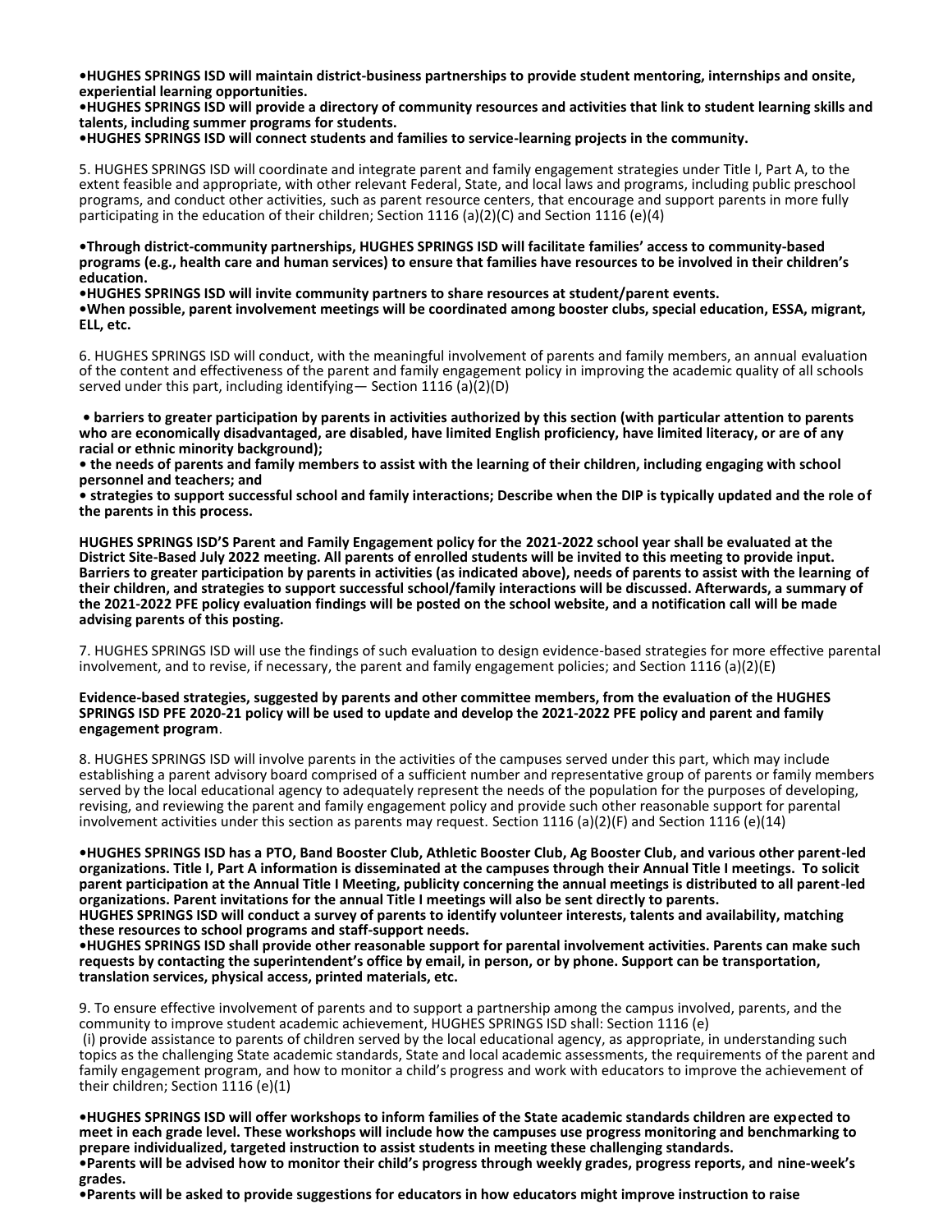**•HUGHES SPRINGS ISD will maintain district-business partnerships to provide student mentoring, internships and onsite, experiential learning opportunities.**
**•HUGHES SPRINGS ISD will provide a directory of community resources and activities that link to student learning skills and talents, including summer programs for students.**
**•HUGHES SPRINGS ISD will connect students and families to service-learning projects in the community.**

5. HUGHES SPRINGS ISD will coordinate and integrate parent and family engagement strategies under Title I, Part A, to the extent feasible and appropriate, with other relevant Federal, State, and local laws and programs, including public preschool programs, and conduct other activities, such as parent resource centers, that encourage and support parents in more fully participating in the education of their children; Section 1116 (a)(2)(C) and Section 1116 (e)(4)

**•Through district-community partnerships, HUGHES SPRINGS ISD will facilitate families' access to community-based programs (e.g., health care and human services) to ensure that families have resources to be involved in their children's education.**
**•HUGHES SPRINGS ISD will invite community partners to share resources at student/parent events.**
**•When possible, parent involvement meetings will be coordinated among booster clubs, special education, ESSA, migrant, ELL, etc.**

6. HUGHES SPRINGS ISD will conduct, with the meaningful involvement of parents and family members, an annual evaluation of the content and effectiveness of the parent and family engagement policy in improving the academic quality of all schools served under this part, including identifying— Section 1116 (a)(2)(D)

**• barriers to greater participation by parents in activities authorized by this section (with particular attention to parents who are economically disadvantaged, are disabled, have limited English proficiency, have limited literacy, or are of any racial or ethnic minority background);**
**• the needs of parents and family members to assist with the learning of their children, including engaging with school personnel and teachers; and**
**• strategies to support successful school and family interactions; Describe when the DIP is typically updated and the role of the parents in this process.**

**HUGHES SPRINGS ISD'S Parent and Family Engagement policy for the 2021-2022 school year shall be evaluated at the District Site-Based July 2022 meeting. All parents of enrolled students will be invited to this meeting to provide input. Barriers to greater participation by parents in activities (as indicated above), needs of parents to assist with the learning of their children, and strategies to support successful school/family interactions will be discussed. Afterwards, a summary of the 2021-2022 PFE policy evaluation findings will be posted on the school website, and a notification call will be made advising parents of this posting.**

7. HUGHES SPRINGS ISD will use the findings of such evaluation to design evidence-based strategies for more effective parental involvement, and to revise, if necessary, the parent and family engagement policies; and Section 1116 (a)(2)(E)

**Evidence-based strategies, suggested by parents and other committee members, from the evaluation of the HUGHES SPRINGS ISD PFE 2020-21 policy will be used to update and develop the 2021-2022 PFE policy and parent and family engagement program**.

8. HUGHES SPRINGS ISD will involve parents in the activities of the campuses served under this part, which may include establishing a parent advisory board comprised of a sufficient number and representative group of parents or family members served by the local educational agency to adequately represent the needs of the population for the purposes of developing, revising, and reviewing the parent and family engagement policy and provide such other reasonable support for parental involvement activities under this section as parents may request. Section 1116 (a)(2)(F) and Section 1116 (e)(14)

**•HUGHES SPRINGS ISD has a PTO, Band Booster Club, Athletic Booster Club, Ag Booster Club, and various other parent-led organizations. Title I, Part A information is disseminated at the campuses through their Annual Title I meetings. To solicit parent participation at the Annual Title I Meeting, publicity concerning the annual meetings is distributed to all parent-led organizations. Parent invitations for the annual Title I meetings will also be sent directly to parents.**
**HUGHES SPRINGS ISD will conduct a survey of parents to identify volunteer interests, talents and availability, matching these resources to school programs and staff-support needs.**
**•HUGHES SPRINGS ISD shall provide other reasonable support for parental involvement activities. Parents can make such requests by contacting the superintendent's office by email, in person, or by phone. Support can be transportation, translation services, physical access, printed materials, etc.**

9. To ensure effective involvement of parents and to support a partnership among the campus involved, parents, and the community to improve student academic achievement, HUGHES SPRINGS ISD shall: Section 1116 (e)
(i) provide assistance to parents of children served by the local educational agency, as appropriate, in understanding such topics as the challenging State academic standards, State and local academic assessments, the requirements of the parent and family engagement program, and how to monitor a child's progress and work with educators to improve the achievement of their children; Section 1116 (e)(1)

**•HUGHES SPRINGS ISD will offer workshops to inform families of the State academic standards children are expected to meet in each grade level. These workshops will include how the campuses use progress monitoring and benchmarking to prepare individualized, targeted instruction to assist students in meeting these challenging standards.**
**•Parents will be advised how to monitor their child's progress through weekly grades, progress reports, and nine-week's grades.**
**•Parents will be asked to provide suggestions for educators in how educators might improve instruction to raise**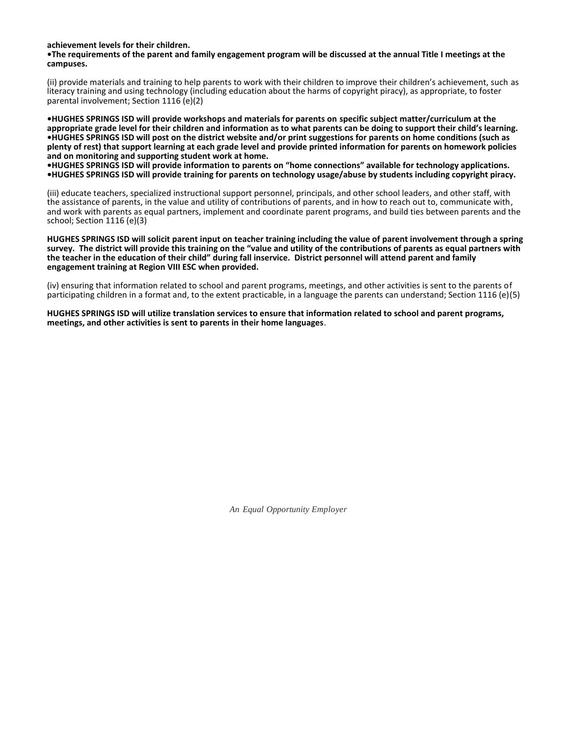**achievement levels for their children.**
**•The requirements of the parent and family engagement program will be discussed at the annual Title I meetings at the campuses.**

(ii) provide materials and training to help parents to work with their children to improve their children's achievement, such as literacy training and using technology (including education about the harms of copyright piracy), as appropriate, to foster parental involvement; Section 1116 (e)(2)

**•HUGHES SPRINGS ISD will provide workshops and materials for parents on specific subject matter/curriculum at the appropriate grade level for their children and information as to what parents can be doing to support their child's learning.**
**•HUGHES SPRINGS ISD will post on the district website and/or print suggestions for parents on home conditions (such as plenty of rest) that support learning at each grade level and provide printed information for parents on homework policies and on monitoring and supporting student work at home.**
**•HUGHES SPRINGS ISD will provide information to parents on "home connections" available for technology applications.**
**•HUGHES SPRINGS ISD will provide training for parents on technology usage/abuse by students including copyright piracy.**

(iii) educate teachers, specialized instructional support personnel, principals, and other school leaders, and other staff, with the assistance of parents, in the value and utility of contributions of parents, and in how to reach out to, communicate with, and work with parents as equal partners, implement and coordinate parent programs, and build ties between parents and the school; Section 1116 (e)(3)

**HUGHES SPRINGS ISD will solicit parent input on teacher training including the value of parent involvement through a spring survey. The district will provide this training on the "value and utility of the contributions of parents as equal partners with the teacher in the education of their child" during fall inservice. District personnel will attend parent and family engagement training at Region VIII ESC when provided.**

(iv) ensuring that information related to school and parent programs, meetings, and other activities is sent to the parents of participating children in a format and, to the extent practicable, in a language the parents can understand; Section 1116 (e)(5)

**HUGHES SPRINGS ISD will utilize translation services to ensure that information related to school and parent programs, meetings, and other activities is sent to parents in their home languages**.

*An Equal Opportunity Employer*